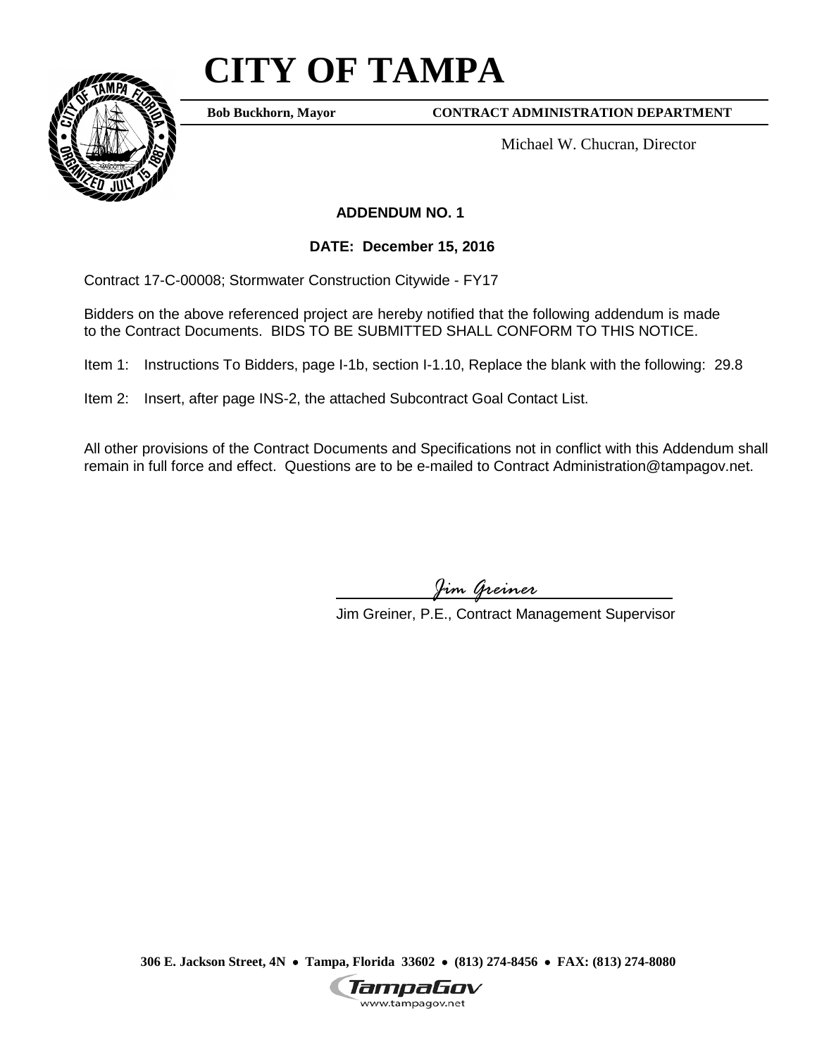# CITY OF TAMPA

**Bob Buckhorn, Mayor** **CONTRACT ADMINISTRATION DEPARTMENT**

Michael W. Chucran, Director

**ADDENDUM NO. 1**

**DATE: December 15, 2016**

Contract 17-C-00008; Stormwater Construction Citywide - FY17

Bidders on the above referenced project are hereby notified that the following addendum is made to the Contract Documents. BIDS TO BE SUBMITTED SHALL CONFORM TO THIS NOTICE.

Item 1: Instructions To Bidders, page I-1b, section I-1.10, Replace the blank with the following: 29.8

Item 2: Insert, after page INS-2, the attached Subcontract Goal Contact List.

All other provisions of the Contract Documents and Specifications not in conflict with this Addendum shall remain in full force and effect. Questions are to be e-mailed to Contract Administration@tampagov.net.

*Jim Greiner*

Jim Greiner, P.E., Contract Management Supervisor

**306 E. Jackson Street, 4N • Tampa, Florida 33602 • (813) 274-8456 • FAX: (813) 274-8080**

TampaGov
www.tampagov.net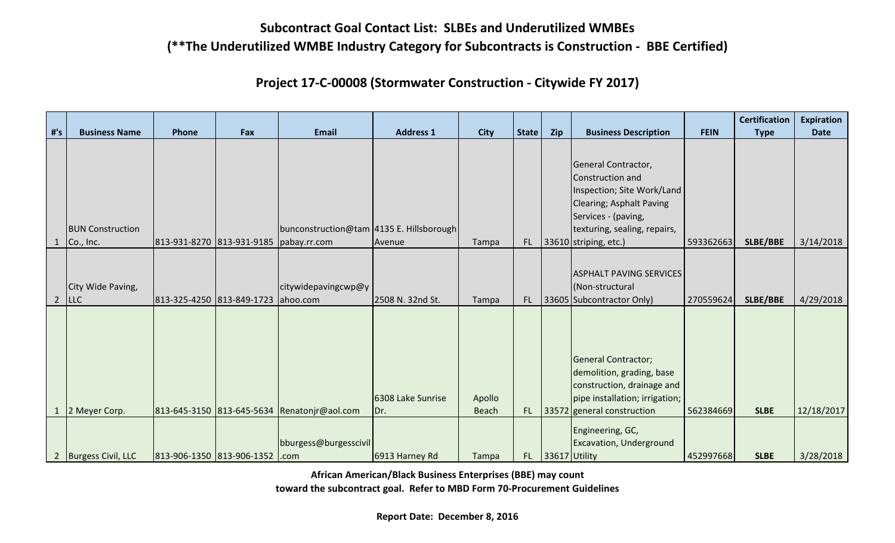# Subcontract Goal Contact List: SLBEs and Underutilized WMBEs

## (**The Underutilized WMBE Industry Category for Subcontracts is Construction - BBE Certified)

## Project 17-C-00008 (Stormwater Construction - Citywide FY 2017)

| #'s | Business Name | Phone | Fax | Email | Address 1 | City | State | Zip | Business Description | FEIN | Certification Type | Expiration Date |
|---|---|---|---|---|---|---|---|---|---|---|---|---|
| 1 | BUN Construction Co., Inc. | 813-931-8270 | 813-931-9185 | bunconstruction@tampabay.rr.com | 4135 E. Hillsborough Avenue | Tampa | FL | 33610 | General Contractor, Construction and Inspection; Site Work/Land Clearing; Asphalt Paving Services - (paving, texturing, sealing, repairs, striping, etc.) | 593362663 | **SLBE/BBE** | 3/14/2018 |
| 2 | City Wide Paving, LLC | 813-325-4250 | 813-849-1723 | citywidepavingcwp@yahoo.com | 2508 N. 32nd St. | Tampa | FL | 33605 | ASPHALT PAVING SERVICES (Non-structural Subcontractor Only) | 270559624 | **SLBE/BBE** | 4/29/2018 |
| 1 | 2 Meyer Corp. | 813-645-3150 | 813-645-5634 | Renatonjr@aol.com | 6308 Lake Sunrise Dr. | Apollo Beach | FL | 33572 | General Contractor; demolition, grading, base construction, drainage and pipe installation; irrigation; general construction | 562384669 | **SLBE** | 12/18/2017 |
| 2 | Burgess Civil, LLC | 813-906-1350 | 813-906-1352 | bburgess@burgesscivil.com | 6913 Harney Rd | Tampa | FL | 33617 | Engineering, GC, Excavation, Underground Utility | 452997668 | **SLBE** | 3/28/2018 |

**African American/Black Business Enterprises (BBE) may count toward the subcontract goal. Refer to MBD Form 70-Procurement Guidelines**

**Report Date: December 8, 2016**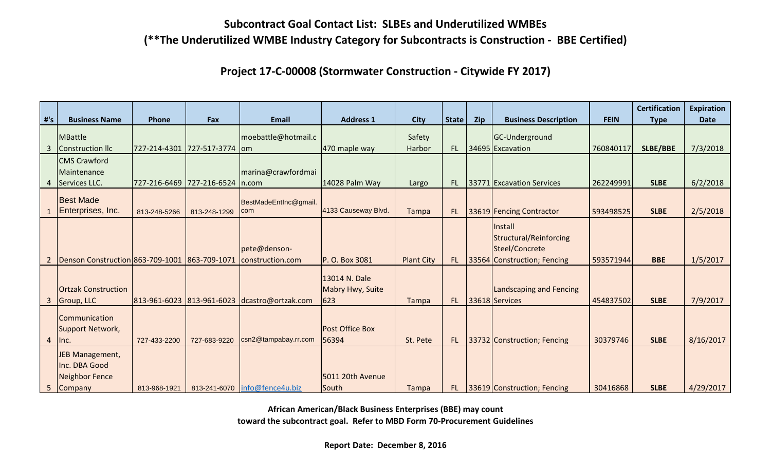## Subcontract Goal Contact List: SLBEs and Underutilized WMBEs

## (**The Underutilized WMBE Industry Category for Subcontracts is Construction - BBE Certified)

### Project 17-C-00008 (Stormwater Construction - Citywide FY 2017)

| #'s | Business Name | Phone | Fax | Email | Address 1 | City | State | Zip | Business Description | FEIN | Certification Type | Expiration Date |
|---|---|---|---|---|---|---|---|---|---|---|---|---|
| 3 | MBattle Construction llc | 727-214-4301 | 727-517-3774 | moebattle@hotmail.com | 470 maple way | Safety Harbor | FL | 34695 | GC-Underground Excavation | 760840117 | **SLBE/BBE** | 7/3/2018 |
| 4 | CMS Crawford Maintenance Services LLC. | 727-216-6469 | 727-216-6524 | marina@crawfordmain.com | 14028 Palm Way | Largo | FL | 33771 | Excavation Services | 262249991 | **SLBE** | 6/2/2018 |
| 1 | Best Made Enterprises, Inc. | 813-248-5266 | 813-248-1299 | BestMadeEntInc@gmail.com | 4133 Causeway Blvd. | Tampa | FL | 33619 | Fencing Contractor | 593498525 | **SLBE** | 2/5/2018 |
| 2 | Denson Construction | 863-709-1001 | 863-709-1071 | pete@denson-construction.com | P. O. Box 3081 | Plant City | FL | 33564 | Install Structural/Reinforcing Steel/Concrete Construction; Fencing | 593571944 | **BBE** | 1/5/2017 |
| 3 | Ortzak Construction Group, LLC | 813-961-6023 | 813-961-6023 | dcastro@ortzak.com | 13014 N. Dale Mabry Hwy, Suite 623 | Tampa | FL | 33618 | Landscaping and Fencing Services | 454837502 | **SLBE** | 7/9/2017 |
| 4 | Communication Support Network, Inc. | 727-433-2200 | 727-683-9220 | csn2@tampabay.rr.com | Post Office Box 56394 | St. Pete | FL | 33732 | Construction; Fencing | 30379746 | **SLBE** | 8/16/2017 |
| 5 | JEB Management, Inc. DBA Good Neighbor Fence Company | 813-968-1921 | 813-241-6070 | info@fence4u.biz | 5011 20th Avenue South | Tampa | FL | 33619 | Construction; Fencing | 30416868 | **SLBE** | 4/29/2017 |

**African American/Black Business Enterprises (BBE) may count toward the subcontract goal. Refer to MBD Form 70-Procurement Guidelines**

**Report Date: December 8, 2016**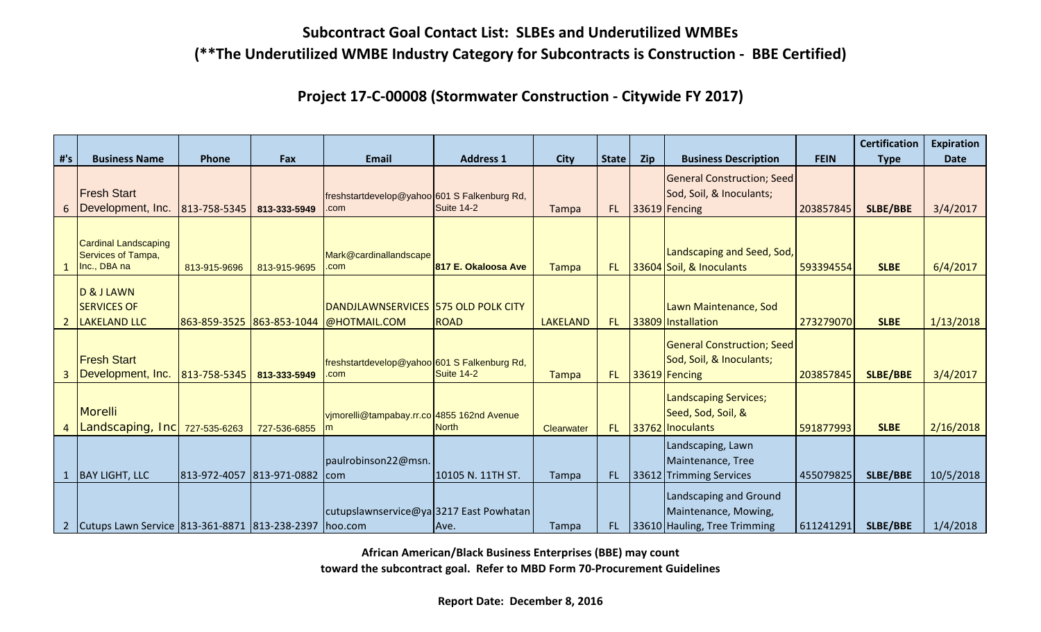## Subcontract Goal Contact List: SLBEs and Underutilized WMBEs

## (**The Underutilized WMBE Industry Category for Subcontracts is Construction - BBE Certified)

### Project 17-C-00008 (Stormwater Construction - Citywide FY 2017)

| #'s | Business Name | Phone | Fax | Email | Address 1 | City | State | Zip | Business Description | FEIN | Certification Type | Expiration Date |
|---|---|---|---|---|---|---|---|---|---|---|---|---|
| 6 | Fresh Start Development, Inc. | 813-758-5345 | 813-333-5949 | freshstartdevelop@yahoo.com | 601 S Falkenburg Rd, Suite 14-2 | Tampa | FL | 33619 | General Construction; Seed Sod, Soil, & Inoculants; Fencing | 203857845 | SLBE/BBE | 3/4/2017 |
| 1 | Cardinal Landscaping Services of Tampa, Inc., DBA na | 813-915-9696 | 813-915-9695 | Mark@cardinallandscape.com | 817 E. Okaloosa Ave | Tampa | FL | 33604 | Landscaping and Seed, Sod, Soil, & Inoculants | 593394554 | SLBE | 6/4/2017 |
| 2 | D & J LAWN SERVICES OF LAKELAND LLC | 863-859-3525 | 863-853-1044 | DANDJLAWNSERVICES@HOTMAIL.COM | 575 OLD POLK CITY ROAD | LAKELAND | FL | 33809 | Lawn Maintenance, Sod Installation | 273279070 | SLBE | 1/13/2018 |
| 3 | Fresh Start Development, Inc. | 813-758-5345 | 813-333-5949 | freshstartdevelop@yahoo.com | 601 S Falkenburg Rd, Suite 14-2 | Tampa | FL | 33619 | General Construction; Seed Sod, Soil, & Inoculants; Fencing | 203857845 | SLBE/BBE | 3/4/2017 |
| 4 | Morelli Landscaping, Inc | 727-535-6263 | 727-536-6855 | vjmorelli@tampabay.rr.com | 4855 162nd Avenue North | Clearwater | FL | 33762 | Landscaping Services; Seed, Sod, Soil, & Inoculants | 591877993 | SLBE | 2/16/2018 |
| 1 | BAY LIGHT, LLC | 813-972-4057 | 813-971-0882 | paulrobinson22@msn.com | 10105 N. 11TH ST. | Tampa | FL | 33612 | Landscaping, Lawn Maintenance, Tree Trimming Services | 455079825 | SLBE/BBE | 10/5/2018 |
| 2 | Cutups Lawn Service | 813-361-8871 | 813-238-2397 | cutupslawnservice@yahoo.com | 3217 East Powhatan Ave. | Tampa | FL | 33610 | Landscaping and Ground Maintenance, Mowing, Hauling, Tree Trimming | 611241291 | SLBE/BBE | 1/4/2018 |

**African American/Black Business Enterprises (BBE) may count toward the subcontract goal. Refer to MBD Form 70-Procurement Guidelines**

**Report Date: December 8, 2016**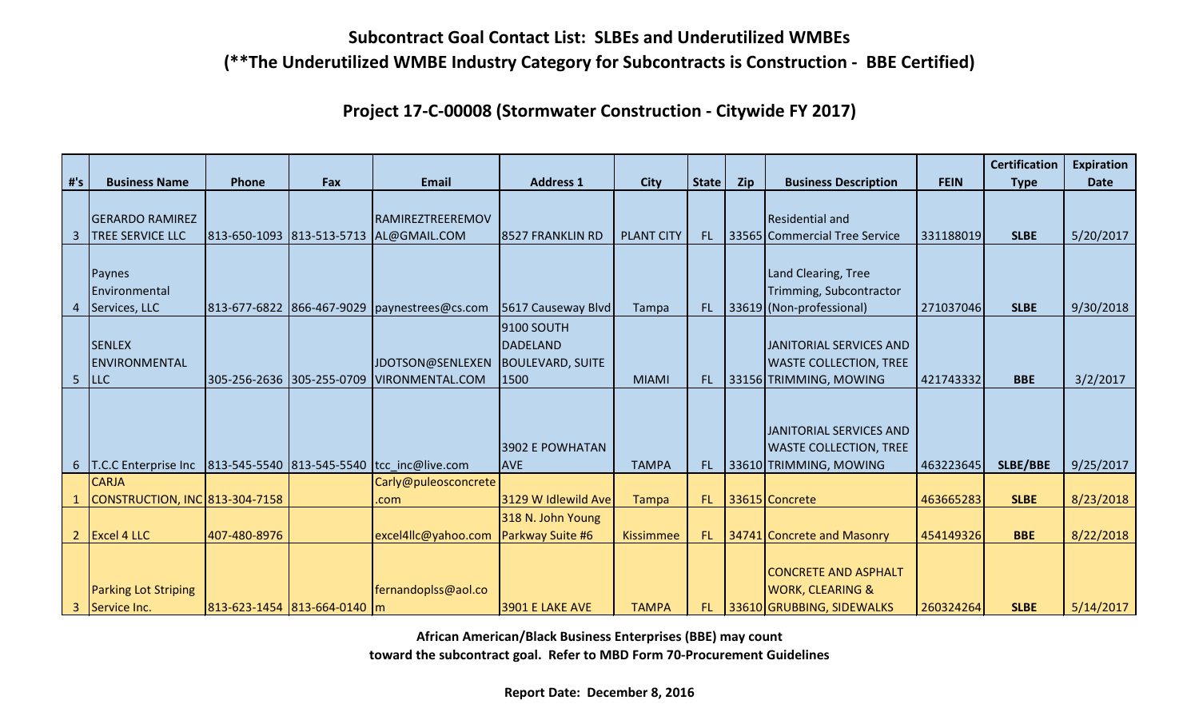## Subcontract Goal Contact List: SLBEs and Underutilized WMBEs

## (**The Underutilized WMBE Industry Category for Subcontracts is Construction - BBE Certified)

### Project 17-C-00008 (Stormwater Construction - Citywide FY 2017)

| #'s | Business Name | Phone | Fax | Email | Address 1 | City | State | Zip | Business Description | FEIN | Certification Type | Expiration Date |
|---|---|---|---|---|---|---|---|---|---|---|---|---|
| 3 | GERARDO RAMIREZ TREE SERVICE LLC | 813-650-1093 | 813-513-5713 | RAMIREZTREEREMOVAL@GMAIL.COM | 8527 FRANKLIN RD | PLANT CITY | FL | 33565 | Residential and Commercial Tree Service | 331188019 | SLBE | 5/20/2017 |
| 4 | Paynes Environmental Services, LLC | 813-677-6822 | 866-467-9029 | paynestrees@cs.com | 5617 Causeway Blvd | Tampa | FL | 33619 | Land Clearing, Tree Trimming, Subcontractor (Non-professional) | 271037046 | SLBE | 9/30/2018 |
| 5 | SENLEX ENVIRONMENTAL LLC | 305-256-2636 | 305-255-0709 | JDOTSON@SENLEXENVIRONMENTAL.COM | 9100 SOUTH DADELAND BOULEVARD, SUITE 1500 | MIAMI | FL | 33156 | JANITORIAL SERVICES AND WASTE COLLECTION, TREE TRIMMING, MOWING | 421743332 | BBE | 3/2/2017 |
| 6 | T.C.C Enterprise Inc | 813-545-5540 | 813-545-5540 | tcc_inc@live.com | 3902 E POWHATAN AVE | TAMPA | FL | 33610 | JANITORIAL SERVICES AND WASTE COLLECTION, TREE TRIMMING, MOWING | 463223645 | SLBE/BBE | 9/25/2017 |
| 1 | CARJA CONSTRUCTION, INC | 813-304-7158 | | Carly@puleosconcrete.com | 3129 W Idlewild Ave | Tampa | FL | 33615 | Concrete | 463665283 | SLBE | 8/23/2018 |
| 2 | Excel 4 LLC | 407-480-8976 | | excel4llc@yahoo.com | 318 N. John Young Parkway Suite #6 | Kissimmee | FL | 34741 | Concrete and Masonry | 454149326 | BBE | 8/22/2018 |
| 3 | Parking Lot Striping Service Inc. | 813-623-1454 | 813-664-0140 | fernandoplss@aol.com | 3901 E LAKE AVE | TAMPA | FL | 33610 | CONCRETE AND ASPHALT WORK, CLEARING & GRUBBING, SIDEWALKS | 260324264 | SLBE | 5/14/2017 |

**African American/Black Business Enterprises (BBE) may count toward the subcontract goal. Refer to MBD Form 70-Procurement Guidelines**

**Report Date: December 8, 2016**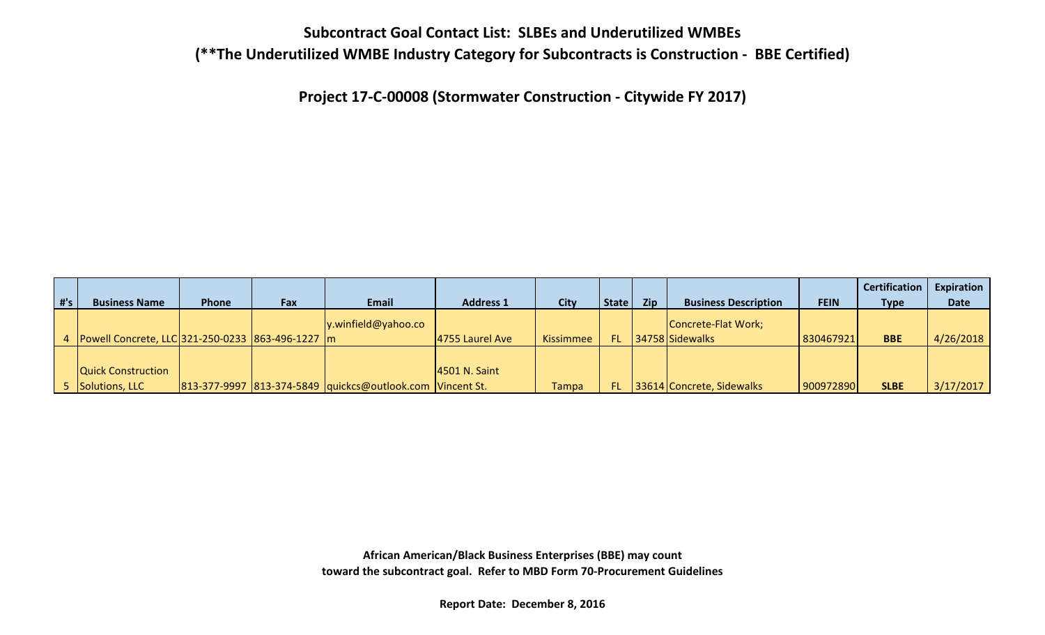## Subcontract Goal Contact List: SLBEs and Underutilized WMBEs

## (**The Underutilized WMBE Industry Category for Subcontracts is Construction - BBE Certified)

## Project 17-C-00008 (Stormwater Construction - Citywide FY 2017)

| #'s | Business Name | Phone | Fax | Email | Address 1 | City | State | Zip | Business Description | FEIN | Certification Type | Expiration Date |
|---|---|---|---|---|---|---|---|---|---|---|---|---|
| 4 | Powell Concrete, LLC | 321-250-0233 | 863-496-1227 | y.winfield@yahoo.com | 4755 Laurel Ave | Kissimmee | FL | 34758 | Concrete-Flat Work; Sidewalks | 830467921 | **BBE** | 4/26/2018 |
| 5 | Quick Construction Solutions, LLC | 813-377-9997 | 813-374-5849 | quickcs@outlook.com | 4501 N. Saint Vincent St. | Tampa | FL | 33614 | Concrete, Sidewalks | 900972890 | **SLBE** | 3/17/2017 |

**African American/Black Business Enterprises (BBE) may count toward the subcontract goal. Refer to MBD Form 70-Procurement Guidelines**

**Report Date: December 8, 2016**